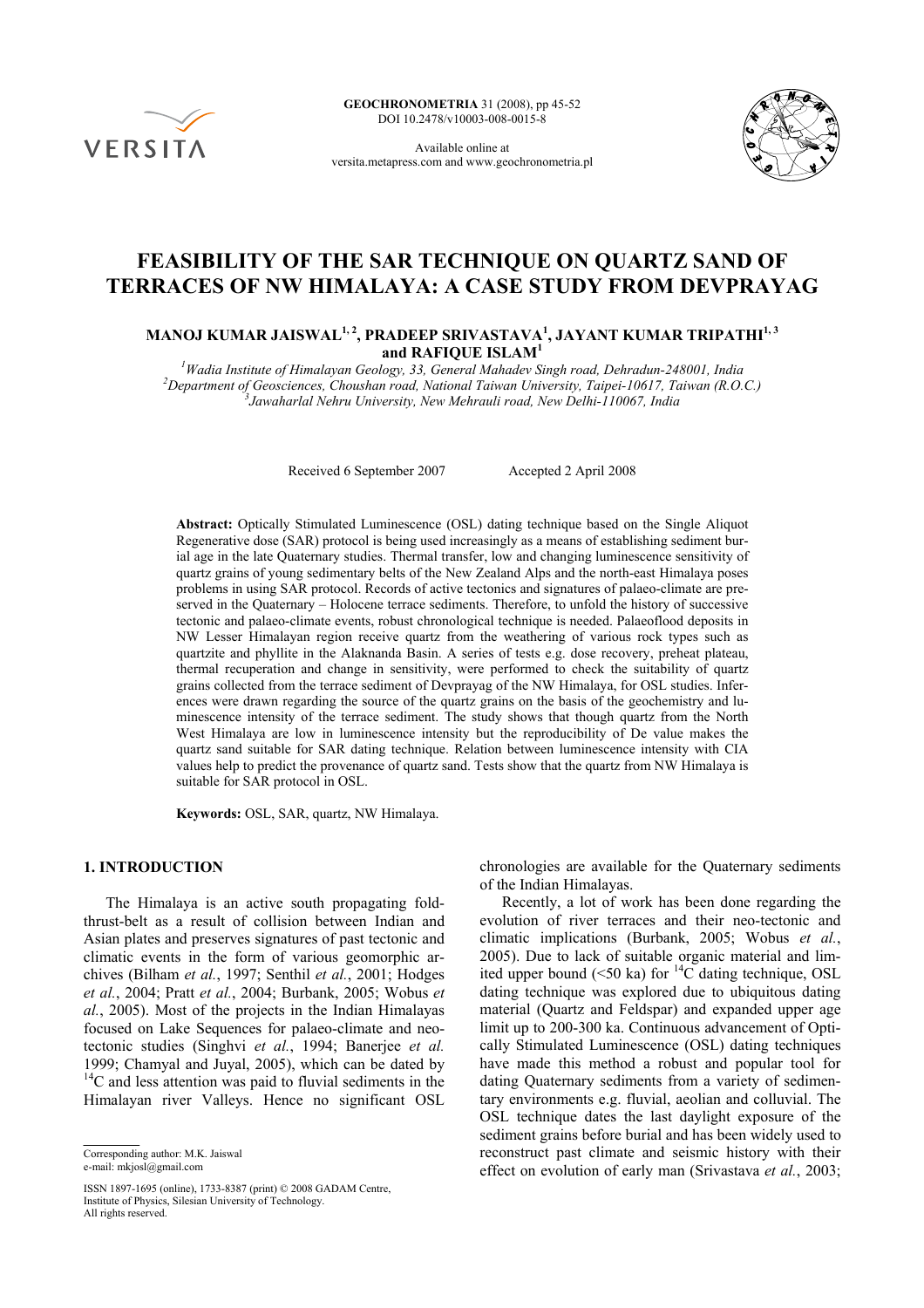# FEASIBILITY OF THE SAR TECHNIQUE ON QUARTZ SAND OF TERRACES OF NW HIMALAYA: A CASE STUDY FROM DEVPRAYAG

**MANOJ KUMAR JAISWAL[1, 2], PRADEEP SRIVASTAVA[1], JAYANT KUMAR TRIPATHI[1, 3] and RAFIQUE ISLAM[1]**

[1] *Wadia Institute of Himalayan Geology, 33, General Mahadev Singh road, Dehradun-248001, India*
[2] *Department of Geosciences, Choushan road, National Taiwan University, Taipei-10617, Taiwan (R.O.C.)*
[3] *Jawaharlal Nehru University, New Mehrauli road, New Delhi-110067, India*

Received 6 September 2007 Accepted 2 April 2008

**Abstract:** Optically Stimulated Luminescence (OSL) dating technique based on the Single Aliquot Regenerative dose (SAR) protocol is being used increasingly as a means of establishing sediment burial age in the late Quaternary studies. Thermal transfer, low and changing luminescence sensitivity of quartz grains of young sedimentary belts of the New Zealand Alps and the north-east Himalaya poses problems in using SAR protocol. Records of active tectonics and signatures of palaeo-climate are preserved in the Quaternary – Holocene terrace sediments. Therefore, to unfold the history of successive tectonic and palaeo-climate events, robust chronological technique is needed. Palaeoflood deposits in NW Lesser Himalayan region receive quartz from the weathering of various rock types such as quartzite and phyllite in the Alaknanda Basin. A series of tests e.g. dose recovery, preheat plateau, thermal recuperation and change in sensitivity, were performed to check the suitability of quartz grains collected from the terrace sediment of Devprayag of the NW Himalaya, for OSL studies. Inferences were drawn regarding the source of the quartz grains on the basis of the geochemistry and luminescence intensity of the terrace sediment. The study shows that though quartz from the North West Himalaya are low in luminescence intensity but the reproducibility of De value makes the quartz sand suitable for SAR dating technique. Relation between luminescence intensity with CIA values help to predict the provenance of quartz sand. Tests show that the quartz from NW Himalaya is suitable for SAR protocol in OSL.

**Keywords:** OSL, SAR, quartz, NW Himalaya.

## 1. INTRODUCTION

The Himalaya is an active south propagating fold-thrust-belt as a result of collision between Indian and Asian plates and preserves signatures of past tectonic and climatic events in the form of various geomorphic archives (Bilham *et al.*, 1997; Senthil *et al.*, 2001; Hodges *et al.*, 2004; Pratt *et al.*, 2004; Burbank, 2005; Wobus *et al.*, 2005). Most of the projects in the Indian Himalayas focused on Lake Sequences for palaeo-climate and neotectonic studies (Singhvi *et al.*, 1994; Banerjee *et al.* 1999; Chamyal and Juyal, 2005), which can be dated by $^{14}$C and less attention was paid to fluvial sediments in the Himalayan river Valleys. Hence no significant OSL chronologies are available for the Quaternary sediments of the Indian Himalayas.

Recently, a lot of work has been done regarding the evolution of river terraces and their neo-tectonic and climatic implications (Burbank, 2005; Wobus *et al.*, 2005). Due to lack of suitable organic material and limited upper bound (<50 ka) for $^{14}$C dating technique, OSL dating technique was explored due to ubiquitous dating material (Quartz and Feldspar) and expanded upper age limit up to 200-300 ka. Continuous advancement of Optically Stimulated Luminescence (OSL) dating techniques have made this method a robust and popular tool for dating Quaternary sediments from a variety of sedimentary environments e.g. fluvial, aeolian and colluvial. The OSL technique dates the last daylight exposure of the sediment grains before burial and has been widely used to reconstruct past climate and seismic history with their effect on evolution of early man (Srivastava *et al.*, 2003;

Corresponding author: M.K. Jaiswal
e-mail: mkjosl@gmail.com

ISSN 1897-1695 (online), 1733-8387 (print) © 2008 GADAM Centre, Institute of Physics, Silesian University of Technology. All rights reserved.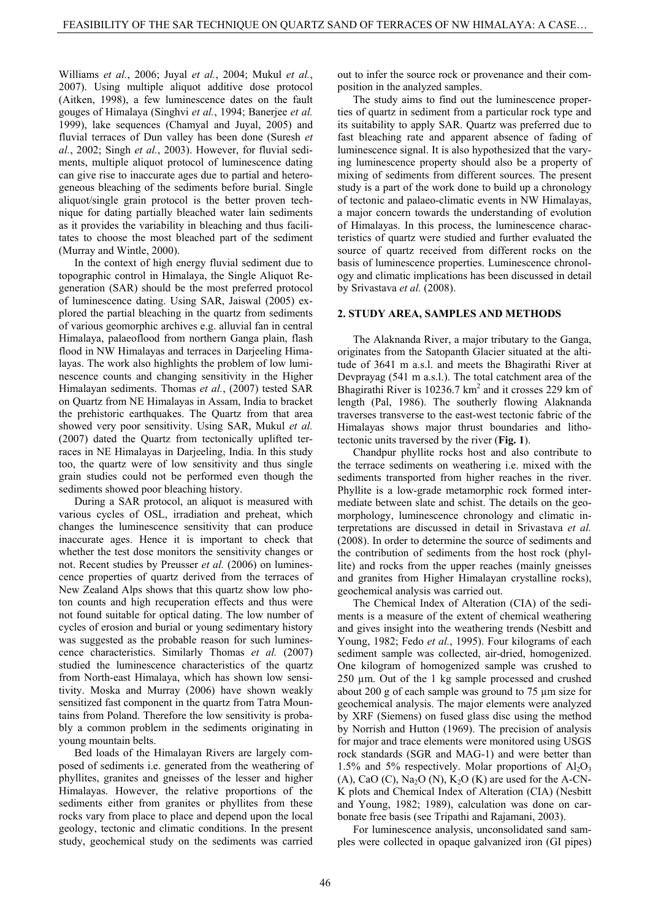Williams *et al.*, 2006; Juyal *et al.*, 2004; Mukul *et al.*, 2007). Using multiple aliquot additive dose protocol (Aitken, 1998), a few luminescence dates on the fault gouges of Himalaya (Singhvi *et al.*, 1994; Banerjee *et al.* 1999), lake sequences (Chamyal and Juyal, 2005) and fluvial terraces of Dun valley has been done (Suresh *et al.*, 2002; Singh *et al.*, 2003). However, for fluvial sediments, multiple aliquot protocol of luminescence dating can give rise to inaccurate ages due to partial and heterogeneous bleaching of the sediments before burial. Single aliquot/single grain protocol is the better proven technique for dating partially bleached water lain sediments as it provides the variability in bleaching and thus facilitates to choose the most bleached part of the sediment (Murray and Wintle, 2000).

In the context of high energy fluvial sediment due to topographic control in Himalaya, the Single Aliquot Regeneration (SAR) should be the most preferred protocol of luminescence dating. Using SAR, Jaiswal (2005) explored the partial bleaching in the quartz from sediments of various geomorphic archives e.g. alluvial fan in central Himalaya, palaeoflood from northern Ganga plain, flash flood in NW Himalayas and terraces in Darjeeling Himalayas. The work also highlights the problem of low luminescence counts and changing sensitivity in the Higher Himalayan sediments. Thomas *et al.*, (2007) tested SAR on Quartz from NE Himalayas in Assam, India to bracket the prehistoric earthquakes. The Quartz from that area showed very poor sensitivity. Using SAR, Mukul *et al.* (2007) dated the Quartz from tectonically uplifted terraces in NE Himalayas in Darjeeling, India. In this study too, the quartz were of low sensitivity and thus single grain studies could not be performed even though the sediments showed poor bleaching history.

During a SAR protocol, an aliquot is measured with various cycles of OSL, irradiation and preheat, which changes the luminescence sensitivity that can produce inaccurate ages. Hence it is important to check that whether the test dose monitors the sensitivity changes or not. Recent studies by Preusser *et al.* (2006) on luminescence properties of quartz derived from the terraces of New Zealand Alps shows that this quartz show low photon counts and high recuperation effects and thus were not found suitable for optical dating. The low number of cycles of erosion and burial or young sedimentary history was suggested as the probable reason for such luminescence characteristics. Similarly Thomas *et al.* (2007) studied the luminescence characteristics of the quartz from North-east Himalaya, which has shown low sensitivity. Moska and Murray (2006) have shown weakly sensitized fast component in the quartz from Tatra Mountains from Poland. Therefore the low sensitivity is probably a common problem in the sediments originating in young mountain belts.

Bed loads of the Himalayan Rivers are largely composed of sediments i.e. generated from the weathering of phyllites, granites and gneisses of the lesser and higher Himalayas. However, the relative proportions of the sediments either from granites or phyllites from these rocks vary from place to place and depend upon the local geology, tectonic and climatic conditions. In the present study, geochemical study on the sediments was carried out to infer the source rock or provenance and their composition in the analyzed samples.

The study aims to find out the luminescence properties of quartz in sediment from a particular rock type and its suitability to apply SAR. Quartz was preferred due to fast bleaching rate and apparent absence of fading of luminescence signal. It is also hypothesized that the varying luminescence property should also be a property of mixing of sediments from different sources. The present study is a part of the work done to build up a chronology of tectonic and palaeo-climatic events in NW Himalayas, a major concern towards the understanding of evolution of Himalayas. In this process, the luminescence characteristics of quartz were studied and further evaluated the source of quartz received from different rocks on the basis of luminescence properties. Luminescence chronology and climatic implications has been discussed in detail by Srivastava *et al.* (2008).

## 2. STUDY AREA, SAMPLES AND METHODS

The Alaknanda River, a major tributary to the Ganga, originates from the Satopanth Glacier situated at the altitude of 3641 m a.s.l. and meets the Bhagirathi River at Devprayag (541 m a.s.l.). The total catchment area of the Bhagirathi River is 10236.7 km$^2$ and it crosses 229 km of length (Pal, 1986). The southerly flowing Alaknanda traverses transverse to the east-west tectonic fabric of the Himalayas shows major thrust boundaries and litho-tectonic units traversed by the river (**Fig. 1**).

Chandpur phyllite rocks host and also contribute to the terrace sediments on weathering i.e. mixed with the sediments transported from higher reaches in the river. Phyllite is a low-grade metamorphic rock formed intermediate between slate and schist. The details on the geomorphology, luminescence chronology and climatic interpretations are discussed in detail in Srivastava *et al.* (2008). In order to determine the source of sediments and the contribution of sediments from the host rock (phyllite) and rocks from the upper reaches (mainly gneisses and granites from Higher Himalayan crystalline rocks), geochemical analysis was carried out.

The Chemical Index of Alteration (CIA) of the sediments is a measure of the extent of chemical weathering and gives insight into the weathering trends (Nesbitt and Young, 1982; Fedo *et al.*, 1995). Four kilograms of each sediment sample was collected, air-dried, homogenized. One kilogram of homogenized sample was crushed to 250 µm. Out of the 1 kg sample processed and crushed about 200 g of each sample was ground to 75 µm size for geochemical analysis. The major elements were analyzed by XRF (Siemens) on fused glass disc using the method by Norrish and Hutton (1969). The precision of analysis for major and trace elements were monitored using USGS rock standards (SGR and MAG-1) and were better than 1.5% and 5% respectively. Molar proportions of $Al_2O_3$ (A), CaO (C), $Na_2O$ (N), $K_2O$ (K) are used for the A-CN-K plots and Chemical Index of Alteration (CIA) (Nesbitt and Young, 1982; 1989), calculation was done on carbonate free basis (see Tripathi and Rajamani, 2003).

For luminescence analysis, unconsolidated sand samples were collected in opaque galvanized iron (GI pipes)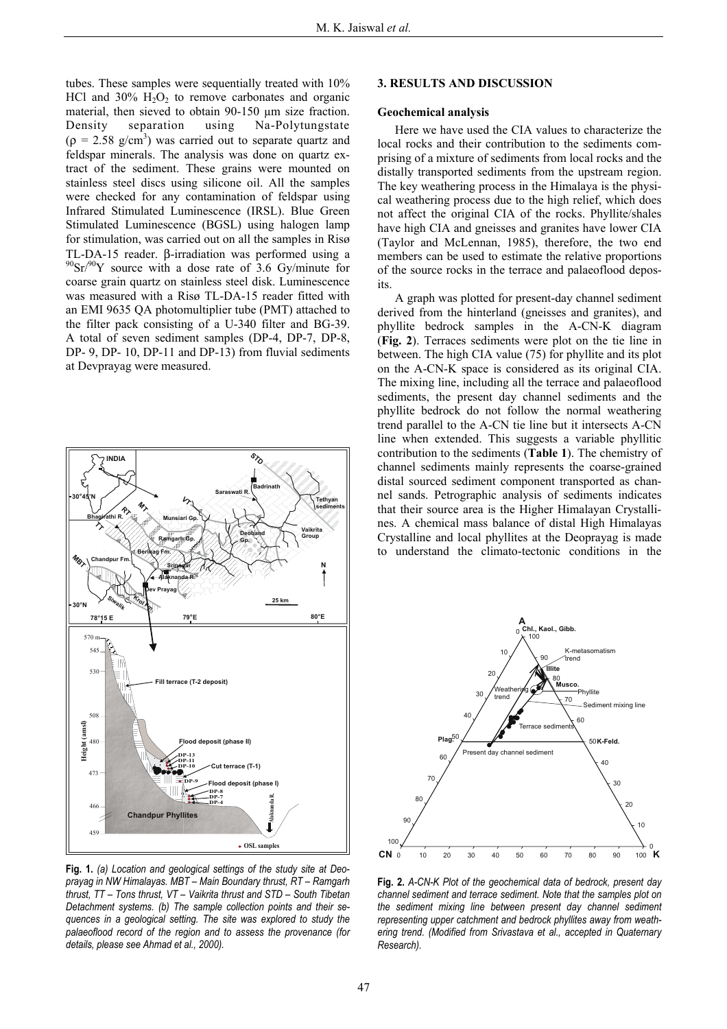tubes. These samples were sequentially treated with 10% HCl and 30% $H_2O_2$ to remove carbonates and organic material, then sieved to obtain 90-150 µm size fraction. Density separation using Na-Polytungstate ($\rho = 2.58$ g/cm$^3$) was carried out to separate quartz and feldspar minerals. The analysis was done on quartz extract of the sediment. These grains were mounted on stainless steel discs using silicone oil. All the samples were checked for any contamination of feldspar using Infrared Stimulated Luminescence (IRSL). Blue Green Stimulated Luminescence (BGSL) using halogen lamp for stimulation, was carried out on all the samples in Risø TL-DA-15 reader. β-irradiation was performed using a $^{90}Sr/^{90}Y$ source with a dose rate of 3.6 Gy/minute for coarse grain quartz on stainless steel disk. Luminescence was measured with a Risø TL-DA-15 reader fitted with an EMI 9635 QA photomultiplier tube (PMT) attached to the filter pack consisting of a U-340 filter and BG-39. A total of seven sediment samples (DP-4, DP-7, DP-8, DP- 9, DP- 10, DP-11 and DP-13) from fluvial sediments at Devprayag were measured.

**Fig. 1.** *(a) Location and geological settings of the study site at Deoprayag in NW Himalayas. MBT – Main Boundary thrust, RT – Ramgarh thrust, TT – Tons thrust, VT – Vaikrita thrust and STD – South Tibetan Detachment systems. (b) The sample collection points and their sequences in a geological setting. The site was explored to study the palaeoflood record of the region and to assess the provenance (for details, please see Ahmad et al., 2000).*

## 3. RESULTS AND DISCUSSION

### Geochemical analysis

Here we have used the CIA values to characterize the local rocks and their contribution to the sediments comprising of a mixture of sediments from local rocks and the distally transported sediments from the upstream region. The key weathering process in the Himalaya is the physical weathering process due to the high relief, which does not affect the original CIA of the rocks. Phyllite/shales have high CIA and gneisses and granites have lower CIA (Taylor and McLennan, 1985), therefore, the two end members can be used to estimate the relative proportions of the source rocks in the terrace and palaeoflood deposits.

A graph was plotted for present-day channel sediment derived from the hinterland (gneisses and granites), and phyllite bedrock samples in the A-CN-K diagram (**Fig. 2**). Terraces sediments were plot on the tie line in between. The high CIA value (75) for phyllite and its plot on the A-CN-K space is considered as its original CIA. The mixing line, including all the terrace and palaeoflood sediments, the present day channel sediments and the phyllite bedrock do not follow the normal weathering trend parallel to the A-CN tie line but it intersects A-CN line when extended. This suggests a variable phyllitic contribution to the sediments (**Table 1**). The chemistry of channel sediments mainly represents the coarse-grained distal sourced sediment component transported as channel sands. Petrographic analysis of sediments indicates that their source area is the Higher Himalayan Crystallines. A chemical mass balance of distal High Himalayas Crystalline and local phyllites at the Deoprayag is made to understand the climato-tectonic conditions in the

**Fig. 2.** *A-CN-K Plot of the geochemical data of bedrock, present day channel sediment and terrace sediment. Note that the samples plot on the sediment mixing line between present day channel sediment representing upper catchment and bedrock phyllites away from weathering trend. (Modified from Srivastava et al., accepted in Quaternary Research).*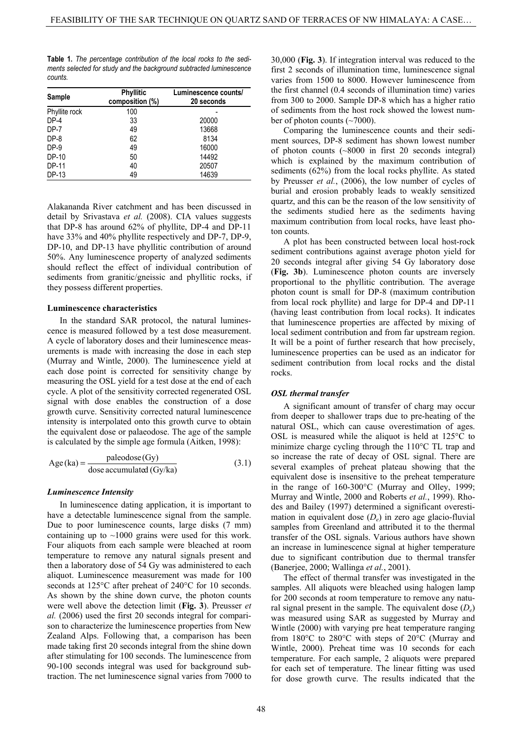**Table 1.** *The percentage contribution of the local rocks to the sediments selected for study and the background subtracted luminescence counts.*

| Sample | Phyllitic composition (%) | Luminescence counts/ 20 seconds |
|---|---|---|
| Phyllite rock | 100 | - |
| DP-4 | 33 | 20000 |
| DP-7 | 49 | 13668 |
| DP-8 | 62 | 8134 |
| DP-9 | 49 | 16000 |
| DP-10 | 50 | 14492 |
| DP-11 | 40 | 20507 |
| DP-13 | 49 | 14639 |

Alakananda River catchment and has been discussed in detail by Srivastava *et al.* (2008). CIA values suggests that DP-8 has around 62% of phyllite, DP-4 and DP-11 have 33% and 40% phyllite respectively and DP-7, DP-9, DP-10, and DP-13 have phyllitic contribution of around 50%. Any luminescence property of analyzed sediments should reflect the effect of individual contribution of sediments from granitic/gneissic and phyllitic rocks, if they possess different properties.

**Luminescence characteristics**

In the standard SAR protocol, the natural luminescence is measured followed by a test dose measurement. A cycle of laboratory doses and their luminescence measurements is made with increasing the dose in each step (Murray and Wintle, 2000). The luminescence yield at each dose point is corrected for sensitivity change by measuring the OSL yield for a test dose at the end of each cycle. A plot of the sensitivity corrected regenerated OSL signal with dose enables the construction of a dose growth curve. Sensitivity corrected natural luminescence intensity is interpolated onto this growth curve to obtain the equivalent dose or palaeodose. The age of the sample is calculated by the simple age formula (Aitken, 1998):

$$\text{Age (ka)} = \frac{\text{paleodose (Gy)}}{\text{dose accumulated (Gy/ka)}} \tag{3.1}$$

***Luminescence Intensity***

In luminescence dating application, it is important to have a detectable luminescence signal from the sample. Due to poor luminescence counts, large disks (7 mm) containing up to ~1000 grains were used for this work. Four aliquots from each sample were bleached at room temperature to remove any natural signals present and then a laboratory dose of 54 Gy was administered to each aliquot. Luminescence measurement was made for 100 seconds at 125°C after preheat of 240°C for 10 seconds. As shown by the shine down curve, the photon counts were well above the detection limit (**Fig. 3**). Preusser *et al.* (2006) used the first 20 seconds integral for comparison to characterize the luminescence properties from New Zealand Alps. Following that, a comparison has been made taking first 20 seconds integral from the shine down after stimulating for 100 seconds. The luminescence from 90-100 seconds integral was used for background subtraction. The net luminescence signal varies from 7000 to 30,000 (**Fig. 3**). If integration interval was reduced to the first 2 seconds of illumination time, luminescence signal varies from 1500 to 8000. However luminescence from the first channel (0.4 seconds of illumination time) varies from 300 to 2000. Sample DP-8 which has a higher ratio of sediments from the host rock showed the lowest number of photon counts (~7000).

Comparing the luminescence counts and their sediment sources, DP-8 sediment has shown lowest number of photon counts (~8000 in first 20 seconds integral) which is explained by the maximum contribution of sediments (62%) from the local rocks phyllite. As stated by Preusser *et al.*, (2006), the low number of cycles of burial and erosion probably leads to weakly sensitized quartz, and this can be the reason of the low sensitivity of the sediments studied here as the sediments having maximum contribution from local rocks, have least photon counts.

A plot has been constructed between local host-rock sediment contributions against average photon yield for 20 seconds integral after giving 54 Gy laboratory dose (**Fig. 3b**). Luminescence photon counts are inversely proportional to the phyllitic contribution. The average photon count is small for DP-8 (maximum contribution from local rock phyllite) and large for DP-4 and DP-11 (having least contribution from local rocks). It indicates that luminescence properties are affected by mixing of local sediment contribution and from far upstream region. It will be a point of further research that how precisely, luminescence properties can be used as an indicator for sediment contribution from local rocks and the distal rocks.

***OSL thermal transfer***

A significant amount of transfer of charg may occur from deeper to shallower traps due to pre-heating of the natural OSL, which can cause overestimation of ages. OSL is measured while the aliquot is held at 125°C to minimize charge cycling through the 110°C TL trap and so increase the rate of decay of OSL signal. There are several examples of preheat plateau showing that the equivalent dose is insensitive to the preheat temperature in the range of 160-300°C (Murray and Olley, 1999; Murray and Wintle, 2000 and Roberts *et al.*, 1999). Rhodes and Bailey (1997) determined a significant overestimation in equivalent dose ($D_e$) in zero age glacio-fluvial samples from Greenland and attributed it to the thermal transfer of the OSL signals. Various authors have shown an increase in luminescence signal at higher temperature due to significant contribution due to thermal transfer (Banerjee, 2000; Wallinga *et al.*, 2001).

The effect of thermal transfer was investigated in the samples. All aliquots were bleached using halogen lamp for 200 seconds at room temperature to remove any natural signal present in the sample. The equivalent dose ($D_e$) was measured using SAR as suggested by Murray and Wintle (2000) with varying pre heat temperature ranging from 180°C to 280°C with steps of 20°C (Murray and Wintle, 2000). Preheat time was 10 seconds for each temperature. For each sample, 2 aliquots were prepared for each set of temperature. The linear fitting was used for dose growth curve. The results indicated that the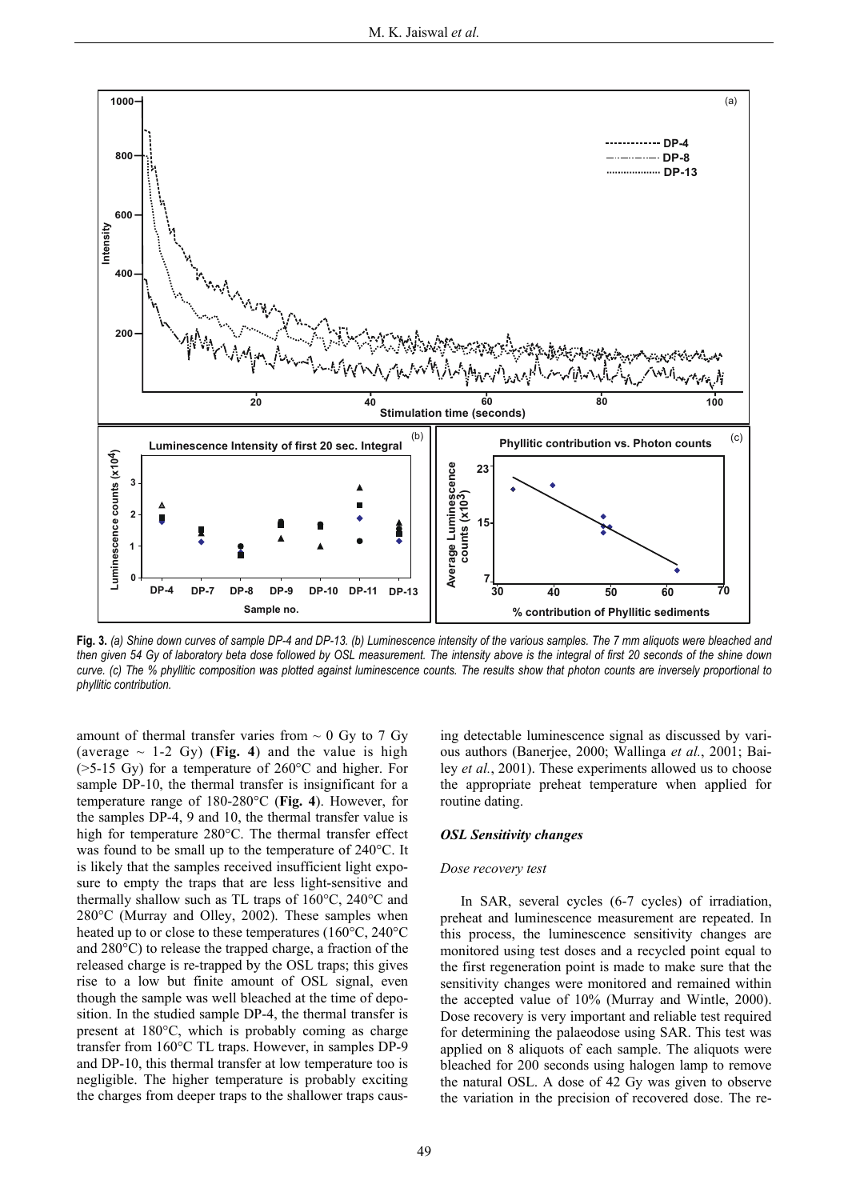**Fig. 3.** *(a) Shine down curves of sample DP-4 and DP-13. (b) Luminescence intensity of the various samples. The 7 mm aliquots were bleached and then given 54 Gy of laboratory beta dose followed by OSL measurement. The intensity above is the integral of first 20 seconds of the shine down curve. (c) The % phyllitic composition was plotted against luminescence counts. The results show that photon counts are inversely proportional to phyllitic contribution.*

amount of thermal transfer varies from ~ 0 Gy to 7 Gy (average ~ 1-2 Gy) (**Fig. 4**) and the value is high (>5-15 Gy) for a temperature of 260°C and higher. For sample DP-10, the thermal transfer is insignificant for a temperature range of 180-280°C (**Fig. 4**). However, for the samples DP-4, 9 and 10, the thermal transfer value is high for temperature 280°C. The thermal transfer effect was found to be small up to the temperature of 240°C. It is likely that the samples received insufficient light exposure to empty the traps that are less light-sensitive and thermally shallow such as TL traps of 160°C, 240°C and 280°C (Murray and Olley, 2002). These samples when heated up to or close to these temperatures (160°C, 240°C and 280°C) to release the trapped charge, a fraction of the released charge is re-trapped by the OSL traps; this gives rise to a low but finite amount of OSL signal, even though the sample was well bleached at the time of deposition. In the studied sample DP-4, the thermal transfer is present at 180°C, which is probably coming as charge transfer from 160°C TL traps. However, in samples DP-9 and DP-10, this thermal transfer at low temperature too is negligible. The higher temperature is probably exciting the charges from deeper traps to the shallower traps causing detectable luminescence signal as discussed by various authors (Banerjee, 2000; Wallinga *et al.*, 2001; Bailey *et al.*, 2001). These experiments allowed us to choose the appropriate preheat temperature when applied for routine dating.

### *OSL Sensitivity changes*

#### *Dose recovery test*

In SAR, several cycles (6-7 cycles) of irradiation, preheat and luminescence measurement are repeated. In this process, the luminescence sensitivity changes are monitored using test doses and a recycled point equal to the first regeneration point is made to make sure that the sensitivity changes were monitored and remained within the accepted value of 10% (Murray and Wintle, 2000). Dose recovery is very important and reliable test required for determining the palaeodose using SAR. This test was applied on 8 aliquots of each sample. The aliquots were bleached for 200 seconds using halogen lamp to remove the natural OSL. A dose of 42 Gy was given to observe the variation in the precision of recovered dose. The re-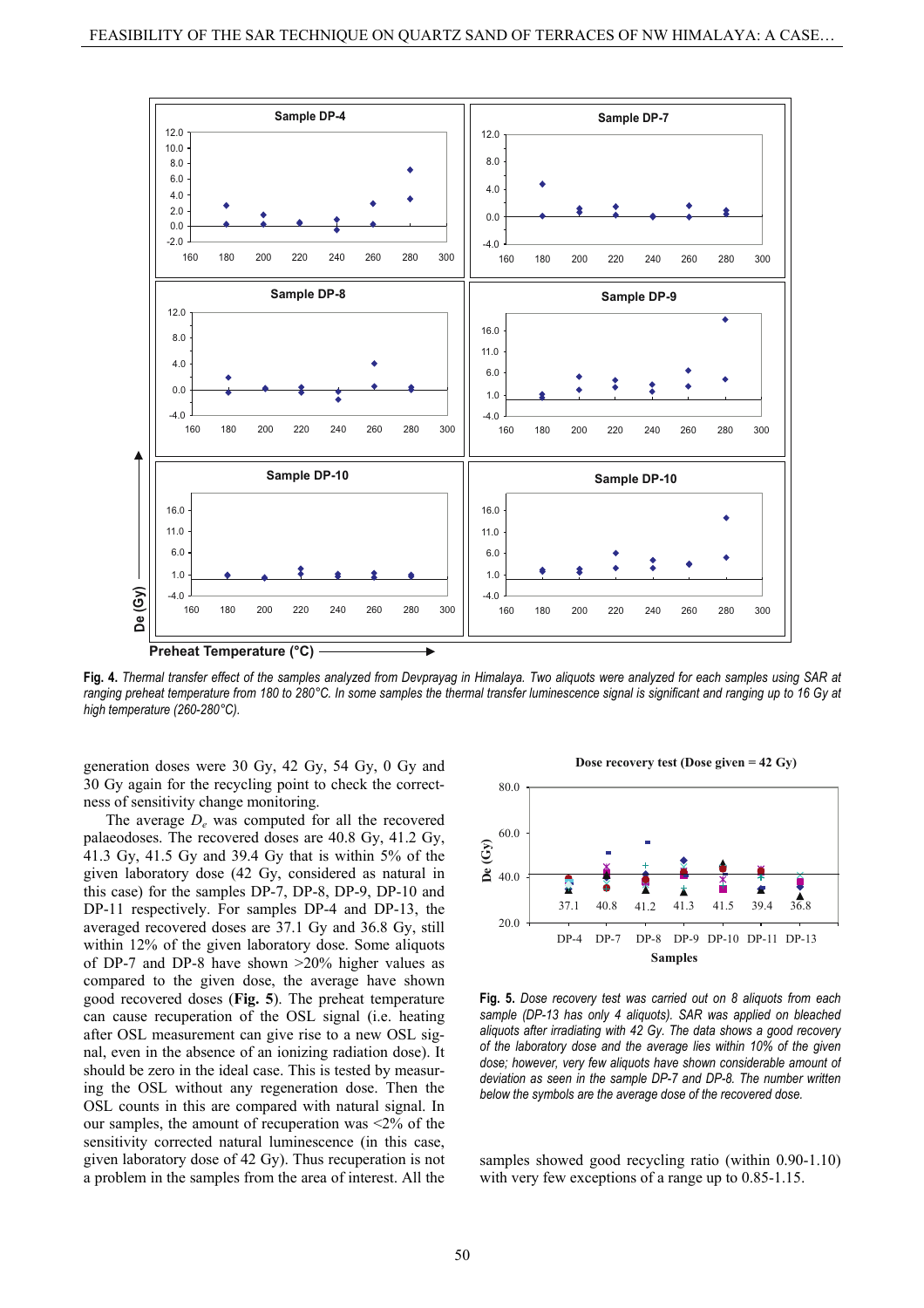**Fig. 4.** *Thermal transfer effect of the samples analyzed from Devprayag in Himalaya. Two aliquots were analyzed for each samples using SAR at ranging preheat temperature from 180 to 280°C. In some samples the thermal transfer luminescence signal is significant and ranging up to 16 Gy at high temperature (260-280°C).*

generation doses were 30 Gy, 42 Gy, 54 Gy, 0 Gy and 30 Gy again for the recycling point to check the correctness of sensitivity change monitoring.

The average $D_e$ was computed for all the recovered palaeodoses. The recovered doses are 40.8 Gy, 41.2 Gy, 41.3 Gy, 41.5 Gy and 39.4 Gy that is within 5% of the given laboratory dose (42 Gy, considered as natural in this case) for the samples DP-7, DP-8, DP-9, DP-10 and DP-11 respectively. For samples DP-4 and DP-13, the averaged recovered doses are 37.1 Gy and 36.8 Gy, still within 12% of the given laboratory dose. Some aliquots of DP-7 and DP-8 have shown >20% higher values as compared to the given dose, the average have shown good recovered doses (**Fig. 5**). The preheat temperature can cause recuperation of the OSL signal (i.e. heating after OSL measurement can give rise to a new OSL signal, even in the absence of an ionizing radiation dose). It should be zero in the ideal case. This is tested by measuring the OSL without any regeneration dose. Then the OSL counts in this are compared with natural signal. In our samples, the amount of recuperation was <2% of the sensitivity corrected natural luminescence (in this case, given laboratory dose of 42 Gy). Thus recuperation is not a problem in the samples from the area of interest. All the samples showed good recycling ratio (within 0.90-1.10) with very few exceptions of a range up to 0.85-1.15.

**Fig. 5.** *Dose recovery test was carried out on 8 aliquots from each sample (DP-13 has only 4 aliquots). SAR was applied on bleached aliquots after irradiating with 42 Gy. The data shows a good recovery of the laboratory dose and the average lies within 10% of the given dose; however, very few aliquots have shown considerable amount of deviation as seen in the sample DP-7 and DP-8. The number written below the symbols are the average dose of the recovered dose.*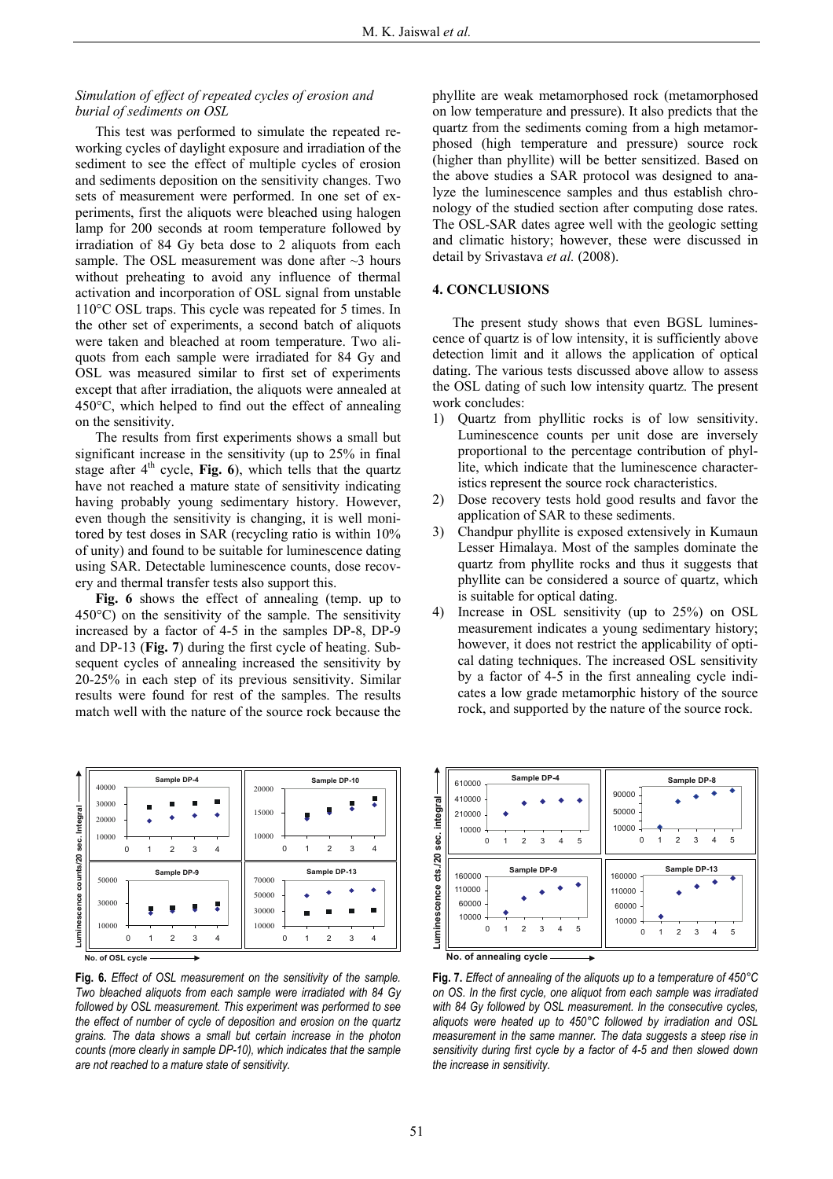*Simulation of effect of repeated cycles of erosion and burial of sediments on OSL*

This test was performed to simulate the repeated reworking cycles of daylight exposure and irradiation of the sediment to see the effect of multiple cycles of erosion and sediments deposition on the sensitivity changes. Two sets of measurement were performed. In one set of experiments, first the aliquots were bleached using halogen lamp for 200 seconds at room temperature followed by irradiation of 84 Gy beta dose to 2 aliquots from each sample. The OSL measurement was done after ~3 hours without preheating to avoid any influence of thermal activation and incorporation of OSL signal from unstable 110°C OSL traps. This cycle was repeated for 5 times. In the other set of experiments, a second batch of aliquots were taken and bleached at room temperature. Two aliquots from each sample were irradiated for 84 Gy and OSL was measured similar to first set of experiments except that after irradiation, the aliquots were annealed at 450°C, which helped to find out the effect of annealing on the sensitivity.

The results from first experiments shows a small but significant increase in the sensitivity (up to 25% in final stage after 4$^{th}$ cycle, **Fig. 6**), which tells that the quartz have not reached a mature state of sensitivity indicating having probably young sedimentary history. However, even though the sensitivity is changing, it is well monitored by test doses in SAR (recycling ratio is within 10% of unity) and found to be suitable for luminescence dating using SAR. Detectable luminescence counts, dose recovery and thermal transfer tests also support this.

**Fig. 6** shows the effect of annealing (temp. up to 450°C) on the sensitivity of the sample. The sensitivity increased by a factor of 4-5 in the samples DP-8, DP-9 and DP-13 (**Fig. 7**) during the first cycle of heating. Subsequent cycles of annealing increased the sensitivity by 20-25% in each step of its previous sensitivity. Similar results were found for rest of the samples. The results match well with the nature of the source rock because the phyllite are weak metamorphosed rock (metamorphosed on low temperature and pressure). It also predicts that the quartz from the sediments coming from a high metamorphosed (high temperature and pressure) source rock (higher than phyllite) will be better sensitized. Based on the above studies a SAR protocol was designed to analyze the luminescence samples and thus establish chronology of the studied section after computing dose rates. The OSL-SAR dates agree well with the geologic setting and climatic history; however, these were discussed in detail by Srivastava *et al.* (2008).

## 4. CONCLUSIONS

The present study shows that even BGSL luminescence of quartz is of low intensity, it is sufficiently above detection limit and it allows the application of optical dating. The various tests discussed above allow to assess the OSL dating of such low intensity quartz. The present work concludes:

1) Quartz from phyllitic rocks is of low sensitivity. Luminescence counts per unit dose are inversely proportional to the percentage contribution of phyllite, which indicate that the luminescence characteristics represent the source rock characteristics.
2) Dose recovery tests hold good results and favor the application of SAR to these sediments.
3) Chandpur phyllite is exposed extensively in Kumaun Lesser Himalaya. Most of the samples dominate the quartz from phyllite rocks and thus it suggests that phyllite can be considered a source of quartz, which is suitable for optical dating.
4) Increase in OSL sensitivity (up to 25%) on OSL measurement indicates a young sedimentary history; however, it does not restrict the applicability of optical dating techniques. The increased OSL sensitivity by a factor of 4-5 in the first annealing cycle indicates a low grade metamorphic history of the source rock, and supported by the nature of the source rock.

**Fig. 6.** *Effect of OSL measurement on the sensitivity of the sample. Two bleached aliquots from each sample were irradiated with 84 Gy followed by OSL measurement. This experiment was performed to see the effect of number of cycle of deposition and erosion on the quartz grains. The data shows a small but certain increase in the photon counts (more clearly in sample DP-10), which indicates that the sample are not reached to a mature state of sensitivity.*

**Fig. 7.** *Effect of annealing of the aliquots up to a temperature of 450°C on OS. In the first cycle, one aliquot from each sample was irradiated with 84 Gy followed by OSL measurement. In the consecutive cycles, aliquots were heated up to 450°C followed by irradiation and OSL measurement in the same manner. The data suggests a steep rise in sensitivity during first cycle by a factor of 4-5 and then slowed down the increase in sensitivity.*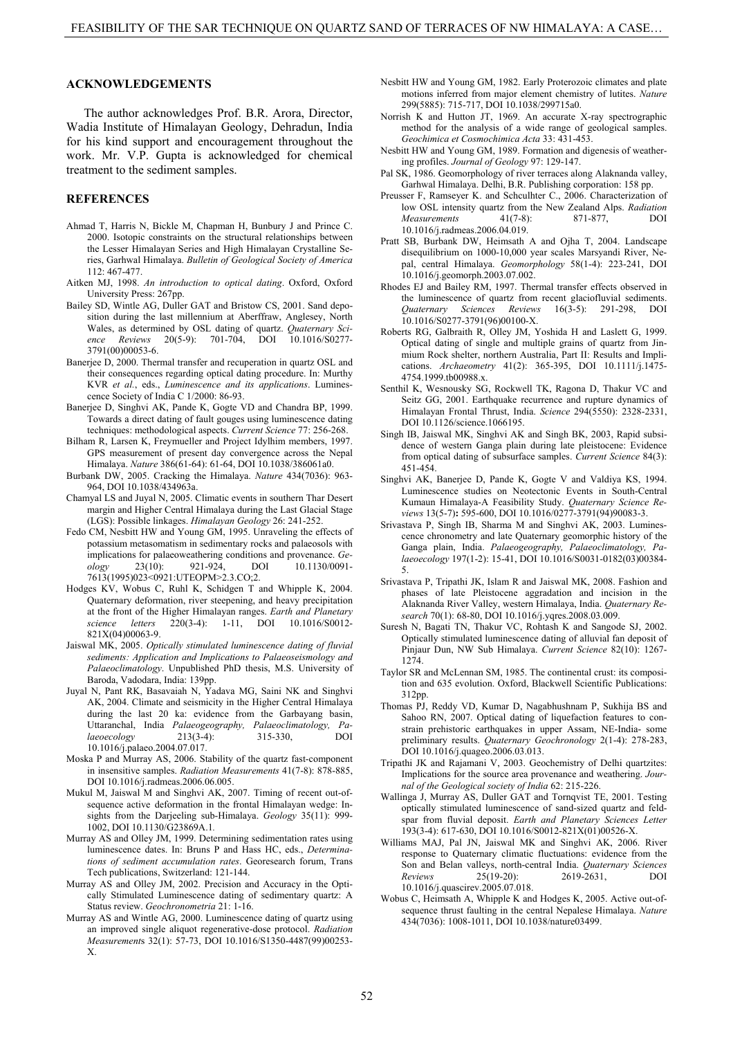## ACKNOWLEDGEMENTS

The author acknowledges Prof. B.R. Arora, Director, Wadia Institute of Himalayan Geology, Dehradun, India for his kind support and encouragement throughout the work. Mr. V.P. Gupta is acknowledged for chemical treatment to the sediment samples.

## REFERENCES

Ahmad T, Harris N, Bickle M, Chapman H, Bunbury J and Prince C. 2000. Isotopic constraints on the structural relationships between the Lesser Himalayan Series and High Himalayan Crystalline Series, Garhwal Himalaya. *Bulletin of Geological Society of America* 112: 467-477.

Aitken MJ, 1998. *An introduction to optical dating*. Oxford, Oxford University Press: 267pp.

Bailey SD, Wintle AG, Duller GAT and Bristow CS, 2001. Sand deposition during the last millennium at Aberffraw, Anglesey, North Wales, as determined by OSL dating of quartz. *Quaternary Science Reviews* 20(5-9): 701-704, DOI 10.1016/S0277-3791(00)00053-6.

Banerjee D, 2000. Thermal transfer and recuperation in quartz OSL and their consequences regarding optical dating procedure. In: Murthy KVR *et al.*, eds., *Luminescence and its applications*. Luminescence Society of India C 1/2000: 86-93.

Banerjee D, Singhvi AK, Pande K, Gogte VD and Chandra BP, 1999. Towards a direct dating of fault gouges using luminescence dating techniques: methodological aspects. *Current Science* 77: 256-268.

Bilham R, Larsen K, Freymueller and Project Idylhim members, 1997. GPS measurement of present day convergence across the Nepal Himalaya. *Nature* 386(61-64): 61-64, DOI 10.1038/386061a0.

Burbank DW, 2005. Cracking the Himalaya. *Nature* 434(7036): 963-964, DOI 10.1038/434963a.

Chamyal LS and Juyal N, 2005. Climatic events in southern Thar Desert margin and Higher Central Himalaya during the Last Glacial Stage (LGS): Possible linkages. *Himalayan Geology* 26: 241-252.

Fedo CM, Nesbitt HW and Young GM, 1995. Unraveling the effects of potassium metasomatism in sedimentary rocks and palaeosols with implications for palaeoweathering conditions and provenance. *Geology* 23(10): 921-924, DOI 10.1130/0091-7613(1995)023<0921:UTEOPM>2.3.CO;2.

Hodges KV, Wobus C, Ruhl K, Schidgen T and Whipple K, 2004. Quaternary deformation, river steepening, and heavy precipitation at the front of the Higher Himalayan ranges. *Earth and Planetary science letters* 220(3-4): 1-11, DOI 10.1016/S0012-821X(04)00063-9.

Jaiswal MK, 2005. *Optically stimulated luminescence dating of fluvial sediments: Application and Implications to Palaeoseismology and Palaeoclimatology*. Unpublished PhD thesis, M.S. University of Baroda, Vadodara, India: 139pp.

Juyal N, Pant RK, Basavaiah N, Yadava MG, Saini NK and Singhvi AK, 2004. Climate and seismicity in the Higher Central Himalaya during the last 20 ka: evidence from the Garbayang basin, Uttaranchal, India *Palaeogeography, Palaeoclimatology, Palaeoecology* 213(3-4): 315-330, DOI 10.1016/j.palaeo.2004.07.017.

Moska P and Murray AS, 2006. Stability of the quartz fast-component in insensitive samples. *Radiation Measurements* 41(7-8): 878-885, DOI 10.1016/j.radmeas.2006.06.005.

Mukul M, Jaiswal M and Singhvi AK, 2007. Timing of recent out-of-sequence active deformation in the frontal Himalayan wedge: Insights from the Darjeeling sub-Himalaya. *Geology* 35(11): 999-1002, DOI 10.1130/G23869A.1.

Murray AS and Olley JM, 1999. Determining sedimentation rates using luminescence dates. In: Bruns P and Hass HC, eds., *Determinations of sediment accumulation rates*. Georesearch forum, Trans Tech publications, Switzerland: 121-144.

Murray AS and Olley JM, 2002. Precision and Accuracy in the Optically Stimulated Luminescence dating of sedimentary quartz: A Status review. *Geochronometria* 21: 1-16.

Murray AS and Wintle AG, 2000. Luminescence dating of quartz using an improved single aliquot regenerative-dose protocol. *Radiation Measurements* 32(1): 57-73, DOI 10.1016/S1350-4487(99)00253-X.

Nesbitt HW and Young GM, 1982. Early Proterozoic climates and plate motions inferred from major element chemistry of lutites. *Nature* 299(5885): 715-717, DOI 10.1038/299715a0.

Norrish K and Hutton JT, 1969. An accurate X-ray spectrographic method for the analysis of a wide range of geological samples. *Geochimica et Cosmochimica Acta* 33: 431-453.

Nesbitt HW and Young GM, 1989. Formation and digenesis of weathering profiles. *Journal of Geology* 97: 129-147.

Pal SK, 1986. Geomorphology of river terraces along Alaknanda valley, Garhwal Himalaya. Delhi, B.R. Publishing corporation: 158 pp.

Preusser F, Ramseyer K. and Schculhter C., 2006. Characterization of low OSL intensity quartz from the New Zealand Alps. *Radiation Measurements* 41(7-8): 871-877, DOI 10.1016/j.radmeas.2006.04.019.

Pratt SB, Burbank DW, Heimsath A and Ojha T, 2004. Landscape disequilibrium on 1000-10,000 year scales Marsyandi River, Nepal, central Himalaya. *Geomorphology* 58(1-4): 223-241, DOI 10.1016/j.geomorph.2003.07.002.

Rhodes EJ and Bailey RM, 1997. Thermal transfer effects observed in the luminescence of quartz from recent glaciofluvial sediments. *Quaternary Sciences Reviews* 16(3-5): 291-298, DOI 10.1016/S0277-3791(96)00100-X.

Roberts RG, Galbraith R, Olley JM, Yoshida H and Laslett G, 1999. Optical dating of single and multiple grains of quartz from Jinmium Rock shelter, northern Australia, Part II: Results and Implications. *Archaeometry* 41(2): 365-395, DOI 10.1111/j.1475-4754.1999.tb00988.x.

Senthil K, Wesnousky SG, Rockwell TK, Ragona D, Thakur VC and Seitz GG, 2001. Earthquake recurrence and rupture dynamics of Himalayan Frontal Thrust, India. *Science* 294(5550): 2328-2331, DOI 10.1126/science.1066195.

Singh IB, Jaiswal MK, Singhvi AK and Singh BK, 2003, Rapid subsidence of western Ganga plain during late pleistocene: Evidence from optical dating of subsurface samples. *Current Science* 84(3): 451-454.

Singhvi AK, Banerjee D, Pande K, Gogte V and Valdiya KS, 1994. Luminescence studies on Neotectonic Events in South-Central Kumaun Himalaya-A Feasibility Study. *Quaternary Science Reviews* 13(5-7)**:** 595-600, DOI 10.1016/0277-3791(94)90083-3.

Srivastava P, Singh IB, Sharma M and Singhvi AK, 2003. Luminescence chronometry and late Quaternary geomorphic history of the Ganga plain, India. *Palaeogeography, Palaeoclimatology, Palaeoecology* 197(1-2): 15-41, DOI 10.1016/S0031-0182(03)00384-5.

Srivastava P, Tripathi JK, Islam R and Jaiswal MK, 2008. Fashion and phases of late Pleistocene aggradation and incision in the Alaknanda River Valley, western Himalaya, India. *Quaternary Research* 70(1): 68-80, DOI 10.1016/j.yqres.2008.03.009.

Suresh N, Bagati TN, Thakur VC, Rohtash K and Sangode SJ, 2002. Optically stimulated luminescence dating of alluvial fan deposit of Pinjaur Dun, NW Sub Himalaya. *Current Science* 82(10): 1267-1274.

Taylor SR and McLennan SM, 1985. The continental crust: its composition and 635 evolution. Oxford, Blackwell Scientific Publications: 312pp.

Thomas PJ, Reddy VD, Kumar D, Nagabhushnam P, Sukhija BS and Sahoo RN, 2007. Optical dating of liquefaction features to constrain prehistoric earthquakes in upper Assam, NE-India- some preliminary results. *Quaternary Geochronology* 2(1-4): 278-283, DOI 10.1016/j.quageo.2006.03.013.

Tripathi JK and Rajamani V, 2003. Geochemistry of Delhi quartzites: Implications for the source area provenance and weathering. *Journal of the Geological society of India* 62: 215-226.

Wallinga J, Murray AS, Duller GAT and Tornqvist TE, 2001. Testing optically stimulated luminescence of sand-sized quartz and feldspar from fluvial deposit. *Earth and Planetary Sciences Letter* 193(3-4): 617-630, DOI 10.1016/S0012-821X(01)00526-X.

Williams MAJ, Pal JN, Jaiswal MK and Singhvi AK, 2006. River response to Quaternary climatic fluctuations: evidence from the Son and Belan valleys, north-central India. *Quaternary Sciences Reviews* 25(19-20): 2619-2631, DOI 10.1016/j.quascirev.2005.07.018.

Wobus C, Heimsath A, Whipple K and Hodges K, 2005. Active out-of-sequence thrust faulting in the central Nepalese Himalaya. *Nature* 434(7036): 1008-1011, DOI 10.1038/nature03499.